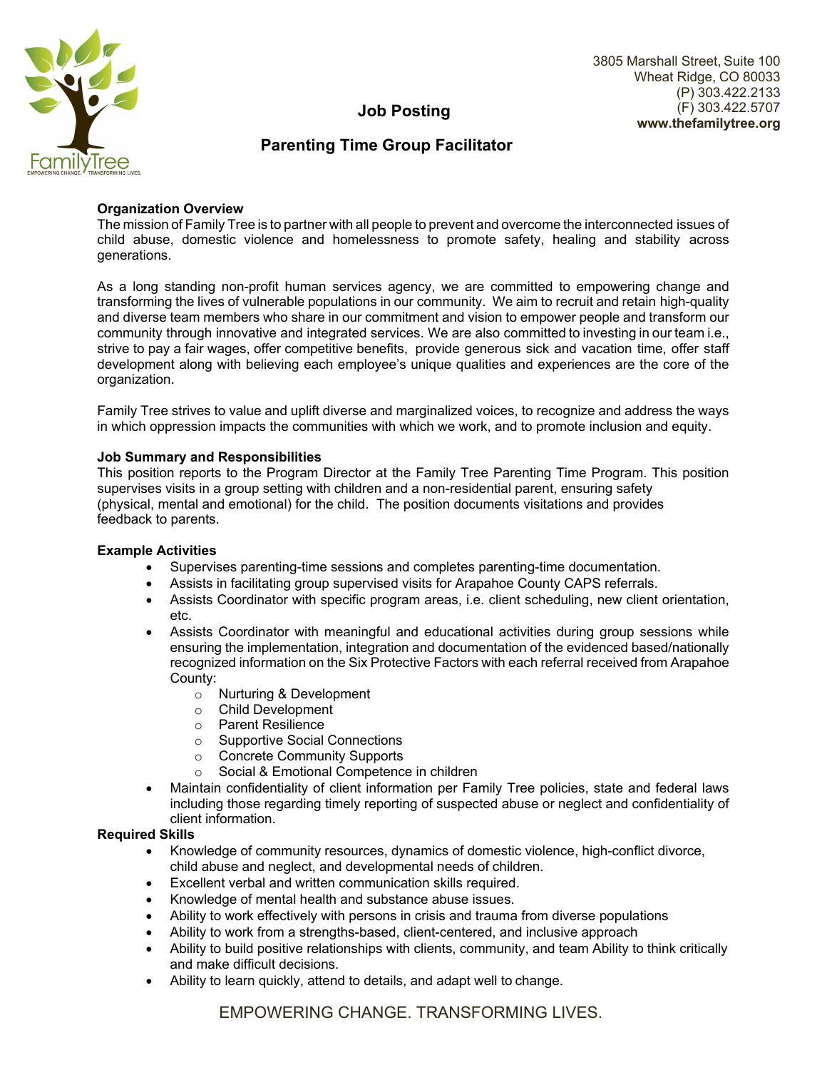3805 Marshall Street, Suite 100
Wheat Ridge, CO 80033
(P) 303.422.2133
(F) 303.422.5707
**www.thefamilytree.org**

# Job Posting

## Parenting Time Group Facilitator

**Organization Overview**

The mission of Family Tree is to partner with all people to prevent and overcome the interconnected issues of child abuse, domestic violence and homelessness to promote safety, healing and stability across generations.

As a long standing non-profit human services agency, we are committed to empowering change and transforming the lives of vulnerable populations in our community. We aim to recruit and retain high-quality and diverse team members who share in our commitment and vision to empower people and transform our community through innovative and integrated services. We are also committed to investing in our team i.e., strive to pay a fair wages, offer competitive benefits, provide generous sick and vacation time, offer staff development along with believing each employee's unique qualities and experiences are the core of the organization.

Family Tree strives to value and uplift diverse and marginalized voices, to recognize and address the ways in which oppression impacts the communities with which we work, and to promote inclusion and equity.

**Job Summary and Responsibilities**

This position reports to the Program Director at the Family Tree Parenting Time Program. This position supervises visits in a group setting with children and a non-residential parent, ensuring safety (physical, mental and emotional) for the child. The position documents visitations and provides feedback to parents.

**Example Activities**

- Supervises parenting-time sessions and completes parenting-time documentation.
- Assists in facilitating group supervised visits for Arapahoe County CAPS referrals.
- Assists Coordinator with specific program areas, i.e. client scheduling, new client orientation, etc.
- Assists Coordinator with meaningful and educational activities during group sessions while ensuring the implementation, integration and documentation of the evidenced based/nationally recognized information on the Six Protective Factors with each referral received from Arapahoe County:
  - Nurturing & Development
  - Child Development
  - Parent Resilience
  - Supportive Social Connections
  - Concrete Community Supports
  - Social & Emotional Competence in children
- Maintain confidentiality of client information per Family Tree policies, state and federal laws including those regarding timely reporting of suspected abuse or neglect and confidentiality of client information.

**Required Skills**

- Knowledge of community resources, dynamics of domestic violence, high-conflict divorce, child abuse and neglect, and developmental needs of children.
- Excellent verbal and written communication skills required.
- Knowledge of mental health and substance abuse issues.
- Ability to work effectively with persons in crisis and trauma from diverse populations
- Ability to work from a strengths-based, client-centered, and inclusive approach
- Ability to build positive relationships with clients, community, and team Ability to think critically and make difficult decisions.
- Ability to learn quickly, attend to details, and adapt well to change.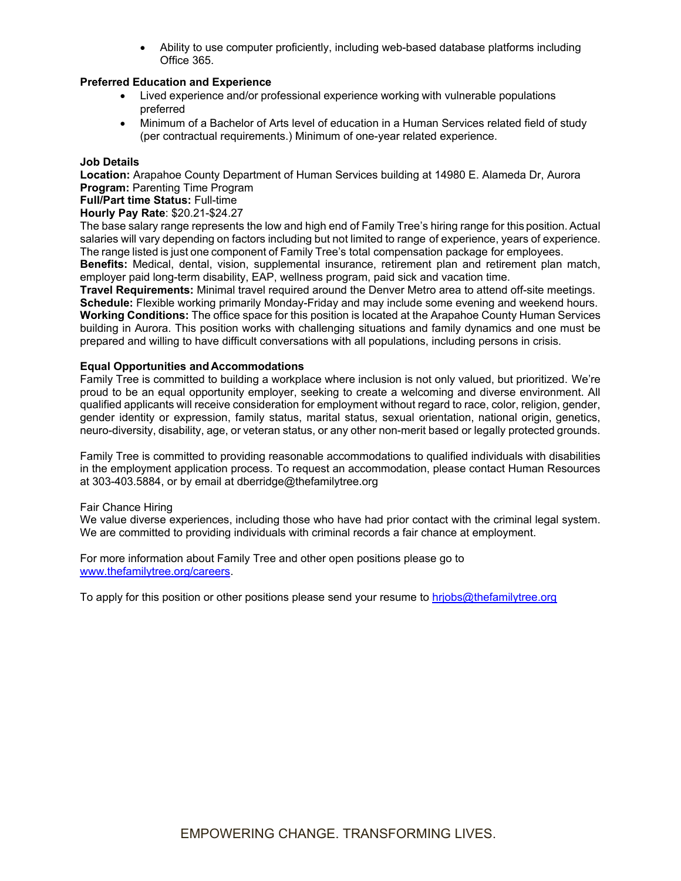- Ability to use computer proficiently, including web-based database platforms including Office 365.

**Preferred Education and Experience**

- Lived experience and/or professional experience working with vulnerable populations preferred
- Minimum of a Bachelor of Arts level of education in a Human Services related field of study (per contractual requirements.) Minimum of one-year related experience.

**Job Details**

**Location:** Arapahoe County Department of Human Services building at 14980 E. Alameda Dr, Aurora
**Program:** Parenting Time Program
**Full/Part time Status:** Full-time
**Hourly Pay Rate**: $20.21-$24.27
The base salary range represents the low and high end of Family Tree's hiring range for this position. Actual salaries will vary depending on factors including but not limited to range of experience, years of experience. The range listed is just one component of Family Tree's total compensation package for employees.
**Benefits:** Medical, dental, vision, supplemental insurance, retirement plan and retirement plan match, employer paid long-term disability, EAP, wellness program, paid sick and vacation time.
**Travel Requirements:** Minimal travel required around the Denver Metro area to attend off-site meetings.
**Schedule:** Flexible working primarily Monday-Friday and may include some evening and weekend hours.
**Working Conditions:** The office space for this position is located at the Arapahoe County Human Services building in Aurora. This position works with challenging situations and family dynamics and one must be prepared and willing to have difficult conversations with all populations, including persons in crisis.

**Equal Opportunities and Accommodations**

Family Tree is committed to building a workplace where inclusion is not only valued, but prioritized. We're proud to be an equal opportunity employer, seeking to create a welcoming and diverse environment. All qualified applicants will receive consideration for employment without regard to race, color, religion, gender, gender identity or expression, family status, marital status, sexual orientation, national origin, genetics, neuro-diversity, disability, age, or veteran status, or any other non-merit based or legally protected grounds.

Family Tree is committed to providing reasonable accommodations to qualified individuals with disabilities in the employment application process. To request an accommodation, please contact Human Resources at 303-403.5884, or by email at dberridge@thefamilytree.org

Fair Chance Hiring
We value diverse experiences, including those who have had prior contact with the criminal legal system. We are committed to providing individuals with criminal records a fair chance at employment.

For more information about Family Tree and other open positions please go to [www.thefamilytree.org/careers](www.thefamilytree.org/careers).

To apply for this position or other positions please send your resume to [hrjobs@thefamilytree.org](mailto:hrjobs@thefamilytree.org)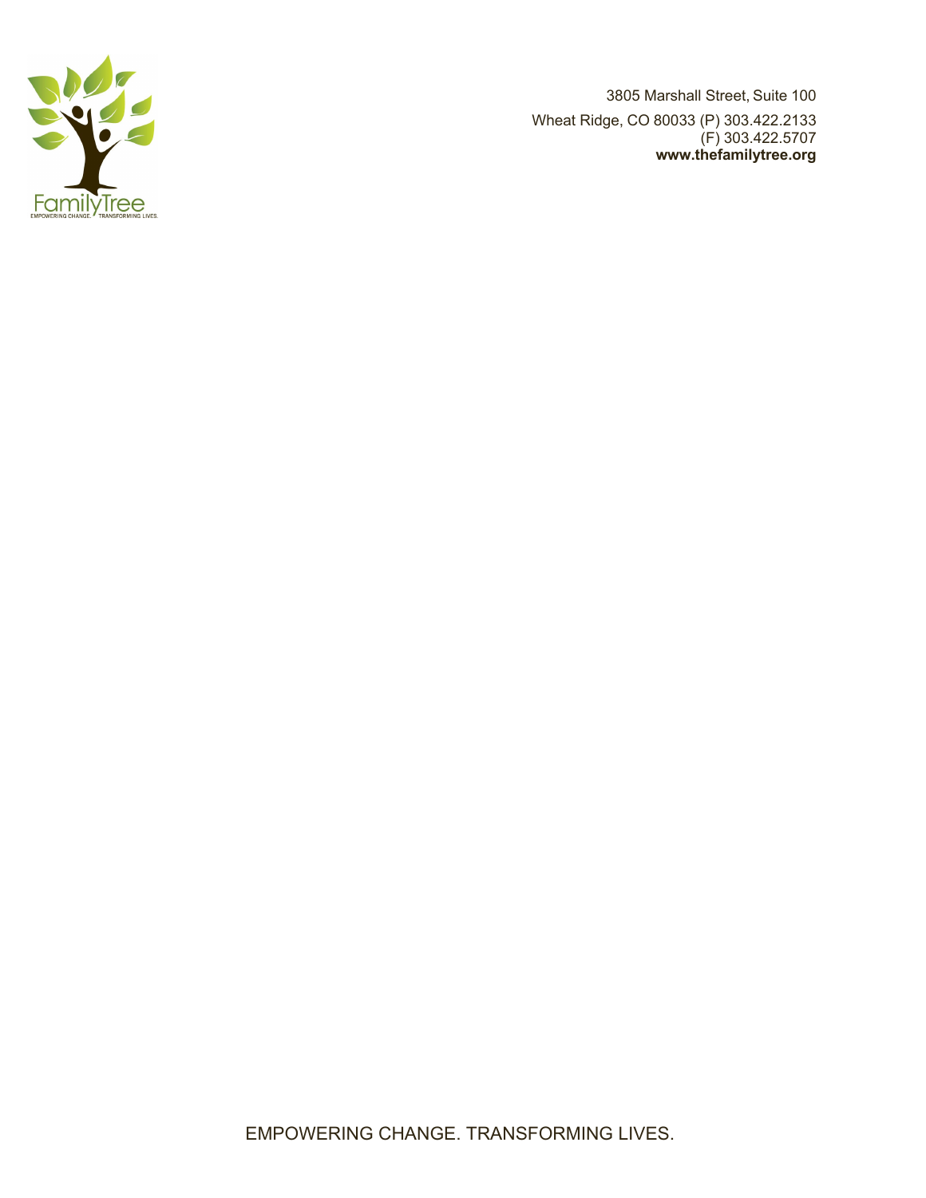FamilyTree
EMPOWERING CHANGE. TRANSFORMING LIVES.

3805 Marshall Street, Suite 100
Wheat Ridge, CO 80033 (P) 303.422.2133
(F) 303.422.5707
**www.thefamilytree.org**

EMPOWERING CHANGE. TRANSFORMING LIVES.